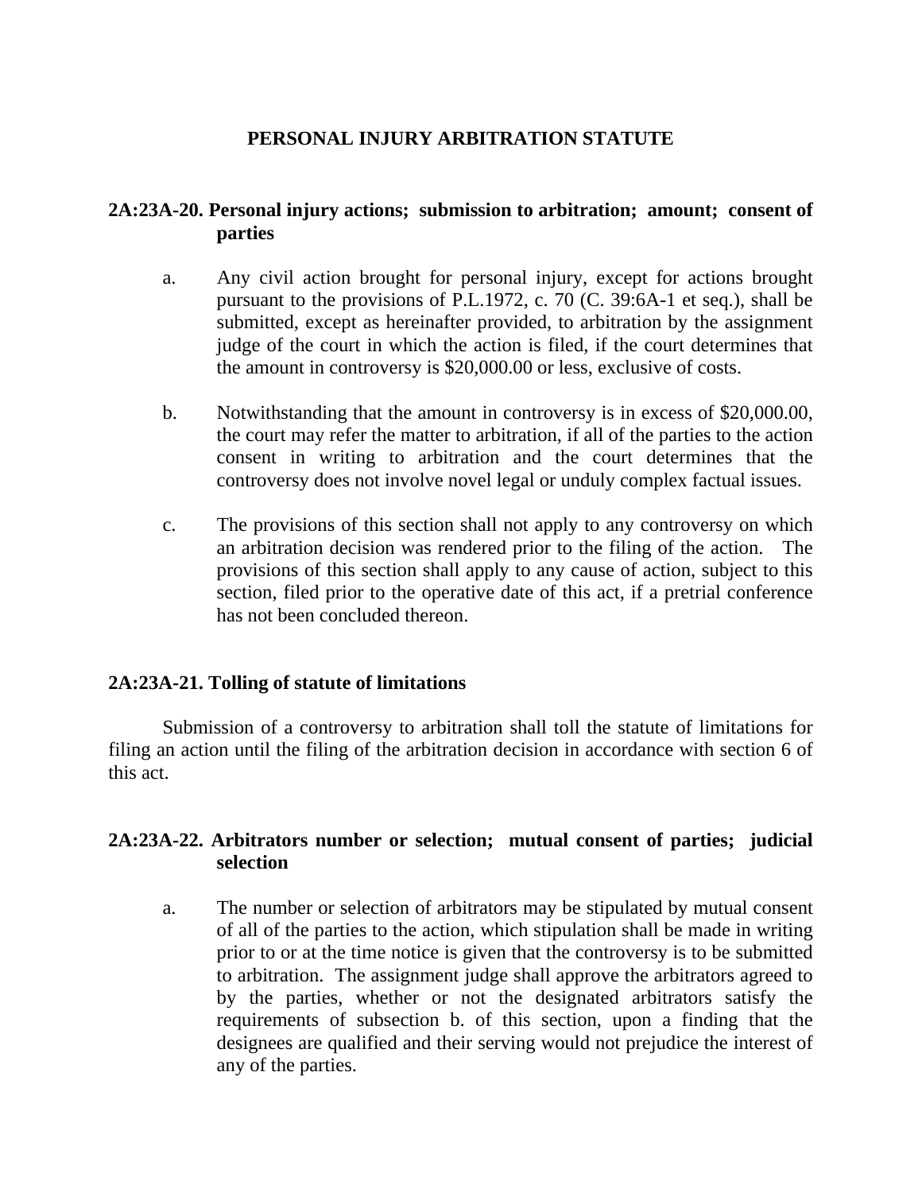# PERSONAL INJURY ARBITRATION STATUTE

## 2A:23A-20. Personal injury actions; submission to arbitration; amount; consent of parties

a. Any civil action brought for personal injury, except for actions brought pursuant to the provisions of P.L.1972, c. 70 (C. 39:6A-1 et seq.), shall be submitted, except as hereinafter provided, to arbitration by the assignment judge of the court in which the action is filed, if the court determines that the amount in controversy is $20,000.00 or less, exclusive of costs.

b. Notwithstanding that the amount in controversy is in excess of $20,000.00, the court may refer the matter to arbitration, if all of the parties to the action consent in writing to arbitration and the court determines that the controversy does not involve novel legal or unduly complex factual issues.

c. The provisions of this section shall not apply to any controversy on which an arbitration decision was rendered prior to the filing of the action. The provisions of this section shall apply to any cause of action, subject to this section, filed prior to the operative date of this act, if a pretrial conference has not been concluded thereon.

## 2A:23A-21. Tolling of statute of limitations

Submission of a controversy to arbitration shall toll the statute of limitations for filing an action until the filing of the arbitration decision in accordance with section 6 of this act.

## 2A:23A-22. Arbitrators number or selection; mutual consent of parties; judicial selection

a. The number or selection of arbitrators may be stipulated by mutual consent of all of the parties to the action, which stipulation shall be made in writing prior to or at the time notice is given that the controversy is to be submitted to arbitration. The assignment judge shall approve the arbitrators agreed to by the parties, whether or not the designated arbitrators satisfy the requirements of subsection b. of this section, upon a finding that the designees are qualified and their serving would not prejudice the interest of any of the parties.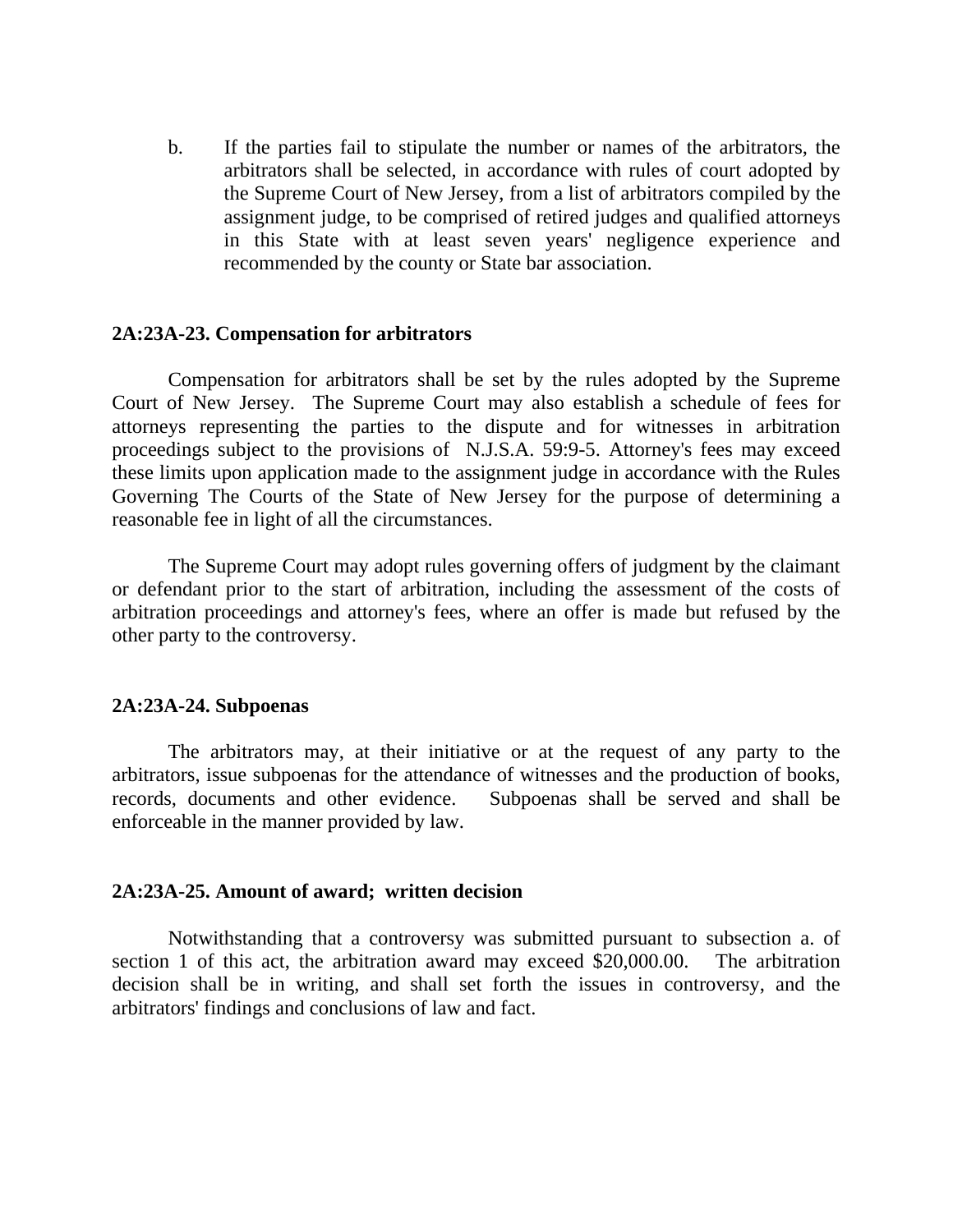b. If the parties fail to stipulate the number or names of the arbitrators, the arbitrators shall be selected, in accordance with rules of court adopted by the Supreme Court of New Jersey, from a list of arbitrators compiled by the assignment judge, to be comprised of retired judges and qualified attorneys in this State with at least seven years' negligence experience and recommended by the county or State bar association.

**2A:23A-23. Compensation for arbitrators**

Compensation for arbitrators shall be set by the rules adopted by the Supreme Court of New Jersey. The Supreme Court may also establish a schedule of fees for attorneys representing the parties to the dispute and for witnesses in arbitration proceedings subject to the provisions of N.J.S.A. 59:9-5. Attorney's fees may exceed these limits upon application made to the assignment judge in accordance with the Rules Governing The Courts of the State of New Jersey for the purpose of determining a reasonable fee in light of all the circumstances.

The Supreme Court may adopt rules governing offers of judgment by the claimant or defendant prior to the start of arbitration, including the assessment of the costs of arbitration proceedings and attorney's fees, where an offer is made but refused by the other party to the controversy.

**2A:23A-24. Subpoenas**

The arbitrators may, at their initiative or at the request of any party to the arbitrators, issue subpoenas for the attendance of witnesses and the production of books, records, documents and other evidence. Subpoenas shall be served and shall be enforceable in the manner provided by law.

**2A:23A-25. Amount of award; written decision**

Notwithstanding that a controversy was submitted pursuant to subsection a. of section 1 of this act, the arbitration award may exceed $20,000.00. The arbitration decision shall be in writing, and shall set forth the issues in controversy, and the arbitrators' findings and conclusions of law and fact.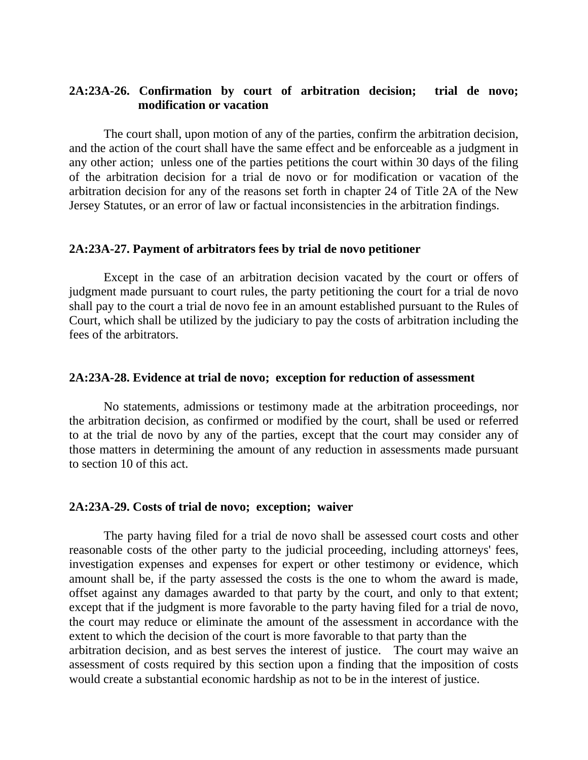**2A:23A-26. Confirmation by court of arbitration decision; trial de novo; modification or vacation**

The court shall, upon motion of any of the parties, confirm the arbitration decision, and the action of the court shall have the same effect and be enforceable as a judgment in any other action; unless one of the parties petitions the court within 30 days of the filing of the arbitration decision for a trial de novo or for modification or vacation of the arbitration decision for any of the reasons set forth in chapter 24 of Title 2A of the New Jersey Statutes, or an error of law or factual inconsistencies in the arbitration findings.

**2A:23A-27. Payment of arbitrators fees by trial de novo petitioner**

Except in the case of an arbitration decision vacated by the court or offers of judgment made pursuant to court rules, the party petitioning the court for a trial de novo shall pay to the court a trial de novo fee in an amount established pursuant to the Rules of Court, which shall be utilized by the judiciary to pay the costs of arbitration including the fees of the arbitrators.

**2A:23A-28. Evidence at trial de novo; exception for reduction of assessment**

No statements, admissions or testimony made at the arbitration proceedings, nor the arbitration decision, as confirmed or modified by the court, shall be used or referred to at the trial de novo by any of the parties, except that the court may consider any of those matters in determining the amount of any reduction in assessments made pursuant to section 10 of this act.

**2A:23A-29. Costs of trial de novo; exception; waiver**

The party having filed for a trial de novo shall be assessed court costs and other reasonable costs of the other party to the judicial proceeding, including attorneys' fees, investigation expenses and expenses for expert or other testimony or evidence, which amount shall be, if the party assessed the costs is the one to whom the award is made, offset against any damages awarded to that party by the court, and only to that extent; except that if the judgment is more favorable to the party having filed for a trial de novo, the court may reduce or eliminate the amount of the assessment in accordance with the extent to which the decision of the court is more favorable to that party than the arbitration decision, and as best serves the interest of justice. The court may waive an assessment of costs required by this section upon a finding that the imposition of costs would create a substantial economic hardship as not to be in the interest of justice.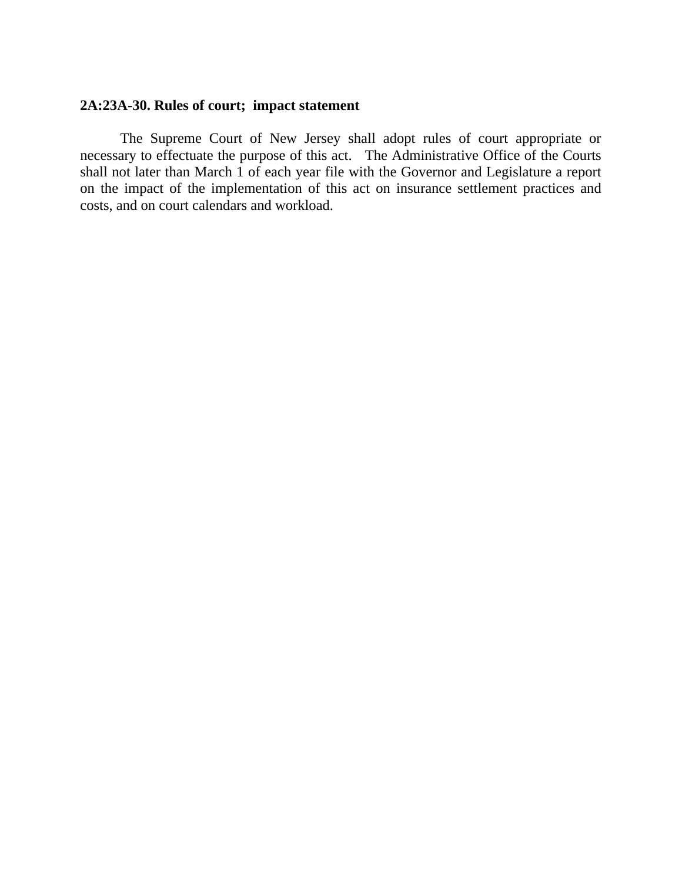**2A:23A-30. Rules of court; impact statement**

The Supreme Court of New Jersey shall adopt rules of court appropriate or necessary to effectuate the purpose of this act. The Administrative Office of the Courts shall not later than March 1 of each year file with the Governor and Legislature a report on the impact of the implementation of this act on insurance settlement practices and costs, and on court calendars and workload.